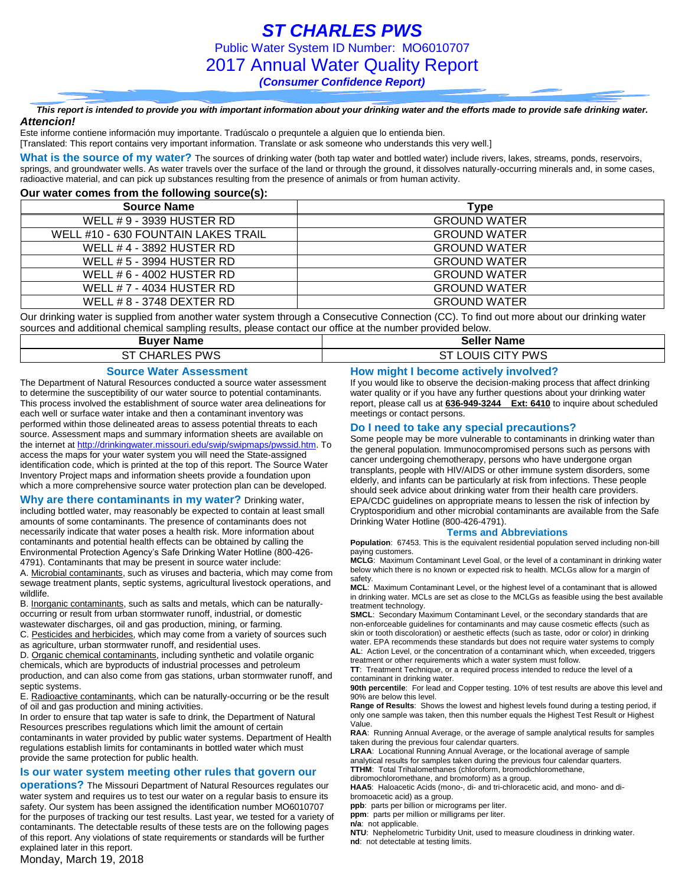# ST CHARLES PWS

Public Water System ID Number: MO6010707

## 2017 Annual Water Quality Report

***(Consumer Confidence Report)***

***This report is intended to provide you with important information about your drinking water and the efforts made to provide safe drinking water.***

***Attencion!***

Este informe contiene información muy importante. Tradúscalo o prequntele a alguien que lo entienda bien.
[Translated: This report contains very important information. Translate or ask someone who understands this very well.]

**What is the source of my water?** The sources of drinking water (both tap water and bottled water) include rivers, lakes, streams, ponds, reservoirs, springs, and groundwater wells. As water travels over the surface of the land or through the ground, it dissolves naturally-occurring minerals and, in some cases, radioactive material, and can pick up substances resulting from the presence of animals or from human activity.

**Our water comes from the following source(s):**

| Source Name | Type |
|---|---|
| WELL # 9 - 3939 HUSTER RD | GROUND WATER |
| WELL #10 - 630 FOUNTAIN LAKES TRAIL | GROUND WATER |
| WELL # 4 - 3892 HUSTER RD | GROUND WATER |
| WELL # 5 - 3994 HUSTER RD | GROUND WATER |
| WELL # 6 - 4002 HUSTER RD | GROUND WATER |
| WELL # 7 - 4034 HUSTER RD | GROUND WATER |
| WELL # 8 - 3748 DEXTER RD | GROUND WATER |

Our drinking water is supplied from another water system through a Consecutive Connection (CC). To find out more about our drinking water sources and additional chemical sampling results, please contact our office at the number provided below.

| Buyer Name | Seller Name |
|---|---|
| ST CHARLES PWS | ST LOUIS CITY PWS |

### Source Water Assessment

The Department of Natural Resources conducted a source water assessment to determine the susceptibility of our water source to potential contaminants. This process involved the establishment of source water area delineations for each well or surface water intake and then a contaminant inventory was performed within those delineated areas to assess potential threats to each source. Assessment maps and summary information sheets are available on the internet at http://drinkingwater.missouri.edu/swip/swipmaps/pwssid.htm. To access the maps for your water system you will need the State-assigned identification code, which is printed at the top of this report. The Source Water Inventory Project maps and information sheets provide a foundation upon which a more comprehensive source water protection plan can be developed.

**Why are there contaminants in my water?** Drinking water, including bottled water, may reasonably be expected to contain at least small amounts of some contaminants. The presence of contaminants does not necessarily indicate that water poses a health risk. More information about contaminants and potential health effects can be obtained by calling the Environmental Protection Agency's Safe Drinking Water Hotline (800-426-4791). Contaminants that may be present in source water include:

A. Microbial contaminants, such as viruses and bacteria, which may come from sewage treatment plants, septic systems, agricultural livestock operations, and wildlife.

B. Inorganic contaminants, such as salts and metals, which can be naturally-occurring or result from urban stormwater runoff, industrial, or domestic wastewater discharges, oil and gas production, mining, or farming.

C. Pesticides and herbicides, which may come from a variety of sources such as agriculture, urban stormwater runoff, and residential uses.

D. Organic chemical contaminants, including synthetic and volatile organic chemicals, which are byproducts of industrial processes and petroleum production, and can also come from gas stations, urban stormwater runoff, and septic systems.

E. Radioactive contaminants, which can be naturally-occurring or be the result of oil and gas production and mining activities.

In order to ensure that tap water is safe to drink, the Department of Natural Resources prescribes regulations which limit the amount of certain contaminants in water provided by public water systems. Department of Health regulations establish limits for contaminants in bottled water which must provide the same protection for public health.

**Is our water system meeting other rules that govern our operations?** The Missouri Department of Natural Resources regulates our water system and requires us to test our water on a regular basis to ensure its safety. Our system has been assigned the identification number MO6010707 for the purposes of tracking our test results. Last year, we tested for a variety of contaminants. The detectable results of these tests are on the following pages of this report. Any violations of state requirements or standards will be further explained later in this report.

Monday, March 19, 2018

### How might I become actively involved?

If you would like to observe the decision-making process that affect drinking water quality or if you have any further questions about your drinking water report, please call us at **636-949-3244 Ext: 6410** to inquire about scheduled meetings or contact persons.

### Do I need to take any special precautions?

Some people may be more vulnerable to contaminants in drinking water than the general population. Immunocompromised persons such as persons with cancer undergoing chemotherapy, persons who have undergone organ transplants, people with HIV/AIDS or other immune system disorders, some elderly, and infants can be particularly at risk from infections. These people should seek advice about drinking water from their health care providers. EPA/CDC guidelines on appropriate means to lessen the risk of infection by Cryptosporidium and other microbial contaminants are available from the Safe Drinking Water Hotline (800-426-4791).

### Terms and Abbreviations

**Population**: 67453. This is the equivalent residential population served including non-bill paying customers.

**MCLG**: Maximum Contaminant Level Goal, or the level of a contaminant in drinking water below which there is no known or expected risk to health. MCLGs allow for a margin of safety.

**MCL**: Maximum Contaminant Level, or the highest level of a contaminant that is allowed in drinking water. MCLs are set as close to the MCLGs as feasible using the best available treatment technology.

**SMCL**: Secondary Maximum Contaminant Level, or the secondary standards that are non-enforceable guidelines for contaminants and may cause cosmetic effects (such as skin or tooth discoloration) or aesthetic effects (such as taste, odor or color) in drinking water. EPA recommends these standards but does not require water systems to comply

**AL**: Action Level, or the concentration of a contaminant which, when exceeded, triggers treatment or other requirements which a water system must follow.

**TT**: Treatment Technique, or a required process intended to reduce the level of a contaminant in drinking water.

**90th percentile**: For lead and Copper testing. 10% of test results are above this level and 90% are below this level.

**Range of Results**: Shows the lowest and highest levels found during a testing period, if only one sample was taken, then this number equals the Highest Test Result or Highest Value.

**RAA**: Running Annual Average, or the average of sample analytical results for samples taken during the previous four calendar quarters.

**LRAA**: Locational Running Annual Average, or the locational average of sample analytical results for samples taken during the previous four calendar quarters.

**TTHM**: Total Trihalomethanes (chloroform, bromodichloromethane, dibromochloromethane, and bromoform) as a group.

**HAA5**: Haloacetic Acids (mono-, di- and tri-chloracetic acid, and mono- and di-bromoacetic acid) as a group.

**ppb**: parts per billion or micrograms per liter.

**ppm**: parts per million or milligrams per liter.

**n/a**: not applicable.

**NTU**: Nephelometric Turbidity Unit, used to measure cloudiness in drinking water.

**nd**: not detectable at testing limits.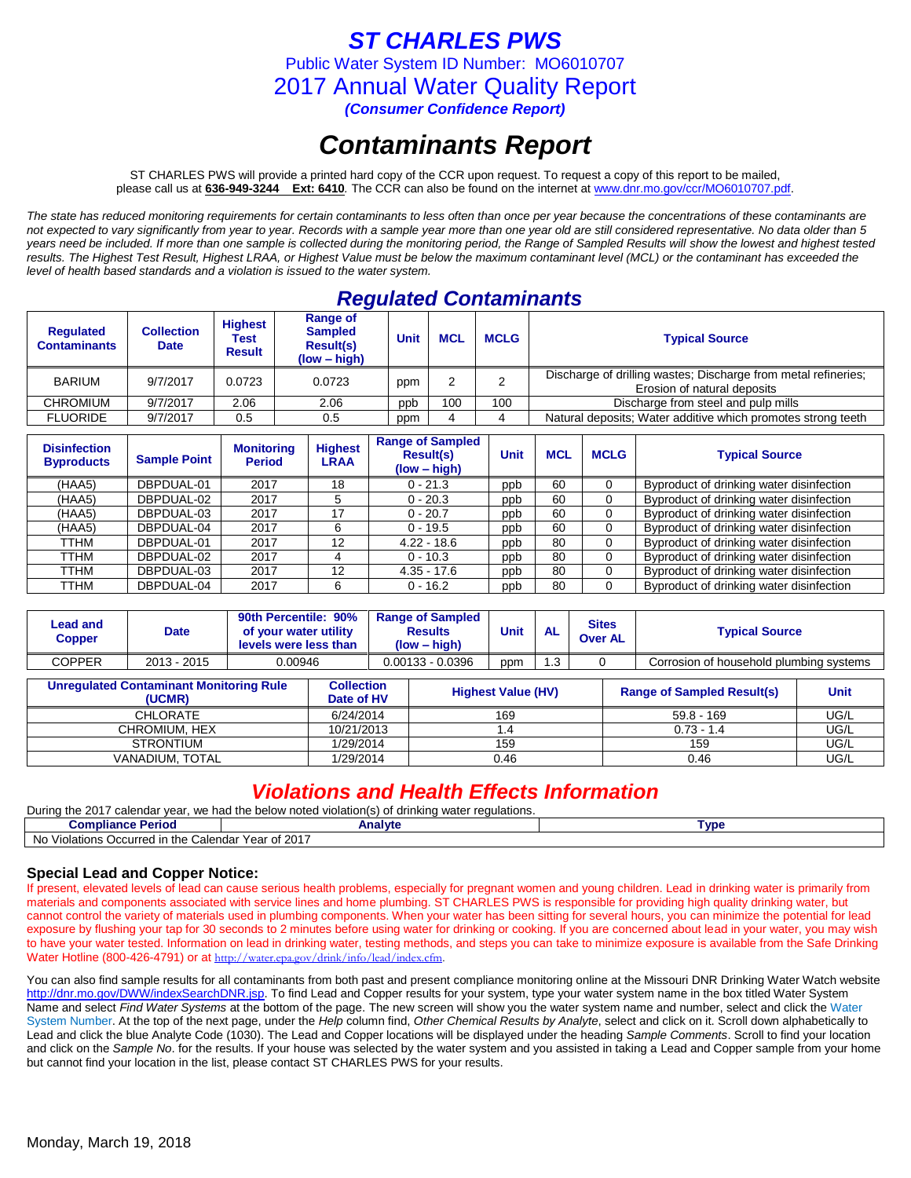# ST CHARLES PWS

Public Water System ID Number: MO6010707

2017 Annual Water Quality Report

*(Consumer Confidence Report)*

# *Contaminants Report*

ST CHARLES PWS will provide a printed hard copy of the CCR upon request. To request a copy of this report to be mailed, please call us at **636-949-3244 Ext: 6410**. The CCR can also be found on the internet at www.dnr.mo.gov/ccr/MO6010707.pdf.

*The state has reduced monitoring requirements for certain contaminants to less often than once per year because the concentrations of these contaminants are not expected to vary significantly from year to year. Records with a sample year more than one year old are still considered representative. No data older than 5 years need be included. If more than one sample is collected during the monitoring period, the Range of Sampled Results will show the lowest and highest tested results. The Highest Test Result, Highest LRAA, or Highest Value must be below the maximum contaminant level (MCL) or the contaminant has exceeded the level of health based standards and a violation is issued to the water system.*

## *Regulated Contaminants*

| Regulated Contaminants | Collection Date | Highest Test Result | Range of Sampled Result(s) (low – high) | Unit | MCL | MCLG | Typical Source |
|---|---|---|---|---|---|---|---|
| BARIUM | 9/7/2017 | 0.0723 | 0.0723 | ppm | 2 | 2 | Discharge of drilling wastes; Discharge from metal refineries; Erosion of natural deposits |
| CHROMIUM | 9/7/2017 | 2.06 | 2.06 | ppb | 100 | 100 | Discharge from steel and pulp mills |
| FLUORIDE | 9/7/2017 | 0.5 | 0.5 | ppm | 4 | 4 | Natural deposits; Water additive which promotes strong teeth |

| Disinfection Byproducts | Sample Point | Monitoring Period | Highest LRAA | Range of Sampled Result(s) (low – high) | Unit | MCL | MCLG | Typical Source |
|---|---|---|---|---|---|---|---|---|
| (HAA5) | DBPDUAL-01 | 2017 | 18 | 0 - 21.3 | ppb | 60 | 0 | Byproduct of drinking water disinfection |
| (HAA5) | DBPDUAL-02 | 2017 | 5 | 0 - 20.3 | ppb | 60 | 0 | Byproduct of drinking water disinfection |
| (HAA5) | DBPDUAL-03 | 2017 | 17 | 0 - 20.7 | ppb | 60 | 0 | Byproduct of drinking water disinfection |
| (HAA5) | DBPDUAL-04 | 2017 | 6 | 0 - 19.5 | ppb | 60 | 0 | Byproduct of drinking water disinfection |
| TTHM | DBPDUAL-01 | 2017 | 12 | 4.22 - 18.6 | ppb | 80 | 0 | Byproduct of drinking water disinfection |
| TTHM | DBPDUAL-02 | 2017 | 4 | 0 - 10.3 | ppb | 80 | 0 | Byproduct of drinking water disinfection |
| TTHM | DBPDUAL-03 | 2017 | 12 | 4.35 - 17.6 | ppb | 80 | 0 | Byproduct of drinking water disinfection |
| TTHM | DBPDUAL-04 | 2017 | 6 | 0 - 16.2 | ppb | 80 | 0 | Byproduct of drinking water disinfection |

| Lead and Copper | Date | 90th Percentile: 90% of your water utility levels were less than | Range of Sampled Results (low – high) | Unit | AL | Sites Over AL | Typical Source |
|---|---|---|---|---|---|---|---|
| COPPER | 2013 - 2015 | 0.00946 | 0.00133 - 0.0396 | ppm | 1.3 | 0 | Corrosion of household plumbing systems |

| Unregulated Contaminant Monitoring Rule (UCMR) | Collection Date of HV | Highest Value (HV) | Range of Sampled Result(s) | Unit |
|---|---|---|---|---|
| CHLORATE | 6/24/2014 | 169 | 59.8 - 169 | UG/L |
| CHROMIUM, HEX | 10/21/2013 | 1.4 | 0.73 - 1.4 | UG/L |
| STRONTIUM | 1/29/2014 | 159 | 159 | UG/L |
| VANADIUM, TOTAL | 1/29/2014 | 0.46 | 0.46 | UG/L |

## *Violations and Health Effects Information*

During the 2017 calendar year, we had the below noted violation(s) of drinking water regulations.

| Compliance Period | Analyte | Type |
|---|---|---|
| No Violations Occurred in the Calendar Year of 2017 | | |

### Special Lead and Copper Notice:

If present, elevated levels of lead can cause serious health problems, especially for pregnant women and young children. Lead in drinking water is primarily from materials and components associated with service lines and home plumbing. ST CHARLES PWS is responsible for providing high quality drinking water, but cannot control the variety of materials used in plumbing components. When your water has been sitting for several hours, you can minimize the potential for lead exposure by flushing your tap for 30 seconds to 2 minutes before using water for drinking or cooking. If you are concerned about lead in your water, you may wish to have your water tested. Information on lead in drinking water, testing methods, and steps you can take to minimize exposure is available from the Safe Drinking Water Hotline (800-426-4791) or at http://water.epa.gov/drink/info/lead/index.cfm.

You can also find sample results for all contaminants from both past and present compliance monitoring online at the Missouri DNR Drinking Water Watch website http://dnr.mo.gov/DWW/indexSearchDNR.jsp. To find Lead and Copper results for your system, type your water system name in the box titled Water System Name and select *Find Water Systems* at the bottom of the page. The new screen will show you the water system name and number, select and click the Water System Number. At the top of the next page, under the *Help* column find, *Other Chemical Results by Analyte*, select and click on it. Scroll down alphabetically to Lead and click the blue Analyte Code (1030). The Lead and Copper locations will be displayed under the heading *Sample Comments*. Scroll to find your location and click on the *Sample No*. for the results. If your house was selected by the water system and you assisted in taking a Lead and Copper sample from your home but cannot find your location in the list, please contact ST CHARLES PWS for your results.

Monday, March 19, 2018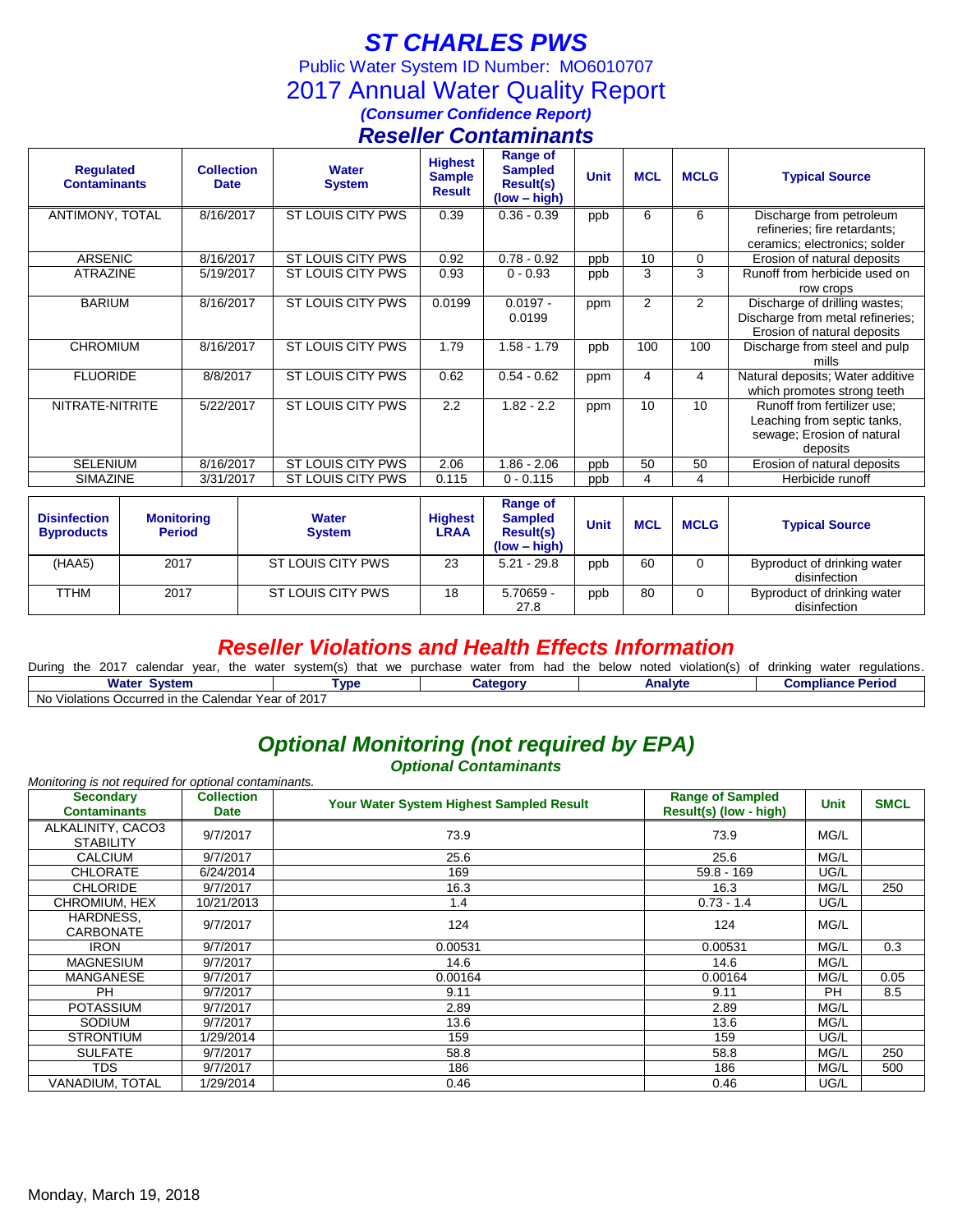# ST CHARLES PWS

Public Water System ID Number: MO6010707

## 2017 Annual Water Quality Report

***(Consumer Confidence Report)***

## *Reseller Contaminants*

| Regulated Contaminants | Collection Date | Water System | Highest Sample Result | Range of Sampled Result(s) (low – high) | Unit | MCL | MCLG | Typical Source |
|---|---|---|---|---|---|---|---|---|
| ANTIMONY, TOTAL | 8/16/2017 | ST LOUIS CITY PWS | 0.39 | 0.36 - 0.39 | ppb | 6 | 6 | Discharge from petroleum refineries; fire retardants; ceramics; electronics; solder |
| ARSENIC | 8/16/2017 | ST LOUIS CITY PWS | 0.92 | 0.78 - 0.92 | ppb | 10 | 0 | Erosion of natural deposits |
| ATRAZINE | 5/19/2017 | ST LOUIS CITY PWS | 0.93 | 0 - 0.93 | ppb | 3 | 3 | Runoff from herbicide used on row crops |
| BARIUM | 8/16/2017 | ST LOUIS CITY PWS | 0.0199 | 0.0197 - 0.0199 | ppm | 2 | 2 | Discharge of drilling wastes; Discharge from metal refineries; Erosion of natural deposits |
| CHROMIUM | 8/16/2017 | ST LOUIS CITY PWS | 1.79 | 1.58 - 1.79 | ppb | 100 | 100 | Discharge from steel and pulp mills |
| FLUORIDE | 8/8/2017 | ST LOUIS CITY PWS | 0.62 | 0.54 - 0.62 | ppm | 4 | 4 | Natural deposits; Water additive which promotes strong teeth |
| NITRATE-NITRITE | 5/22/2017 | ST LOUIS CITY PWS | 2.2 | 1.82 - 2.2 | ppm | 10 | 10 | Runoff from fertilizer use; Leaching from septic tanks, sewage; Erosion of natural deposits |
| SELENIUM | 8/16/2017 | ST LOUIS CITY PWS | 2.06 | 1.86 - 2.06 | ppb | 50 | 50 | Erosion of natural deposits |
| SIMAZINE | 3/31/2017 | ST LOUIS CITY PWS | 0.115 | 0 - 0.115 | ppb | 4 | 4 | Herbicide runoff |

| Disinfection Byproducts | Monitoring Period | Water System | Highest LRAA | Range of Sampled Result(s) (low – high) | Unit | MCL | MCLG | Typical Source |
|---|---|---|---|---|---|---|---|---|
| (HAA5) | 2017 | ST LOUIS CITY PWS | 23 | 5.21 - 29.8 | ppb | 60 | 0 | Byproduct of drinking water disinfection |
| TTHM | 2017 | ST LOUIS CITY PWS | 18 | 5.70659 - 27.8 | ppb | 80 | 0 | Byproduct of drinking water disinfection |

## *Reseller Violations and Health Effects Information*

During the 2017 calendar year, the water system(s) that we purchase water from had the below noted violation(s) of drinking water regulations.

| Water System | Type | Category | Analyte | Compliance Period |
|---|---|---|---|---|
| No Violations Occurred in the Calendar Year of 2017 | | | | |

## *Optional Monitoring (not required by EPA)*

### *Optional Contaminants*

*Monitoring is not required for optional contaminants.*

| Secondary Contaminants | Collection Date | Your Water System Highest Sampled Result | Range of Sampled Result(s) (low - high) | Unit | SMCL |
|---|---|---|---|---|---|
| ALKALINITY, CACO3 STABILITY | 9/7/2017 | 73.9 | 73.9 | MG/L | |
| CALCIUM | 9/7/2017 | 25.6 | 25.6 | MG/L | |
| CHLORATE | 6/24/2014 | 169 | 59.8 - 169 | UG/L | |
| CHLORIDE | 9/7/2017 | 16.3 | 16.3 | MG/L | 250 |
| CHROMIUM, HEX | 10/21/2013 | 1.4 | 0.73 - 1.4 | UG/L | |
| HARDNESS, CARBONATE | 9/7/2017 | 124 | 124 | MG/L | |
| IRON | 9/7/2017 | 0.00531 | 0.00531 | MG/L | 0.3 |
| MAGNESIUM | 9/7/2017 | 14.6 | 14.6 | MG/L | |
| MANGANESE | 9/7/2017 | 0.00164 | 0.00164 | MG/L | 0.05 |
| PH | 9/7/2017 | 9.11 | 9.11 | PH | 8.5 |
| POTASSIUM | 9/7/2017 | 2.89 | 2.89 | MG/L | |
| SODIUM | 9/7/2017 | 13.6 | 13.6 | MG/L | |
| STRONTIUM | 1/29/2014 | 159 | 159 | UG/L | |
| SULFATE | 9/7/2017 | 58.8 | 58.8 | MG/L | 250 |
| TDS | 9/7/2017 | 186 | 186 | MG/L | 500 |
| VANADIUM, TOTAL | 1/29/2014 | 0.46 | 0.46 | UG/L | |

Monday, March 19, 2018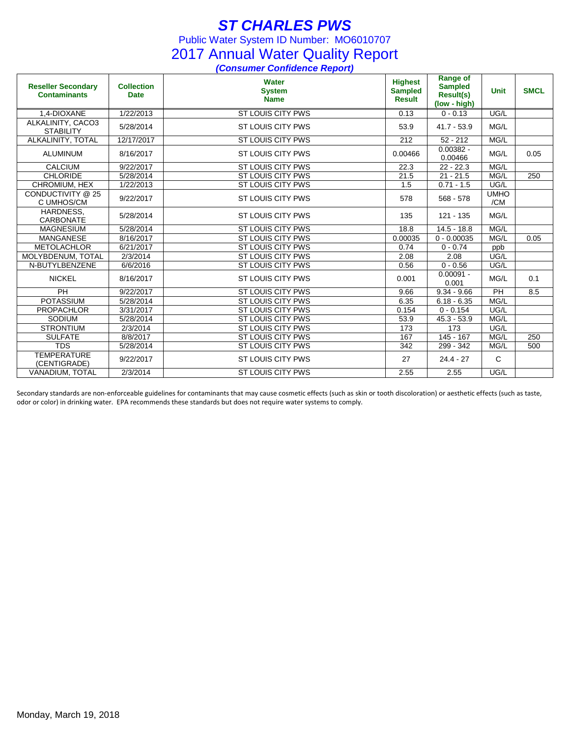# ST CHARLES PWS

Public Water System ID Number: MO6010707

## 2017 Annual Water Quality Report

***(Consumer Confidence Report)***

| Reseller Secondary Contaminants | Collection Date | Water System Name | Highest Sampled Result | Range of Sampled Result(s) (low - high) | Unit | SMCL |
|---|---|---|---|---|---|---|
| 1,4-DIOXANE | 1/22/2013 | ST LOUIS CITY PWS | 0.13 | 0 - 0.13 | UG/L | |
| ALKALINITY, CACO3 STABILITY | 5/28/2014 | ST LOUIS CITY PWS | 53.9 | 41.7 - 53.9 | MG/L | |
| ALKALINITY, TOTAL | 12/17/2017 | ST LOUIS CITY PWS | 212 | 52 - 212 | MG/L | |
| ALUMINUM | 8/16/2017 | ST LOUIS CITY PWS | 0.00466 | 0.00382 - 0.00466 | MG/L | 0.05 |
| CALCIUM | 9/22/2017 | ST LOUIS CITY PWS | 22.3 | 22 - 22.3 | MG/L | |
| CHLORIDE | 5/28/2014 | ST LOUIS CITY PWS | 21.5 | 21 - 21.5 | MG/L | 250 |
| CHROMIUM, HEX | 1/22/2013 | ST LOUIS CITY PWS | 1.5 | 0.71 - 1.5 | UG/L | |
| CONDUCTIVITY @ 25 C UMHOS/CM | 9/22/2017 | ST LOUIS CITY PWS | 578 | 568 - 578 | UMHO /CM | |
| HARDNESS, CARBONATE | 5/28/2014 | ST LOUIS CITY PWS | 135 | 121 - 135 | MG/L | |
| MAGNESIUM | 5/28/2014 | ST LOUIS CITY PWS | 18.8 | 14.5 - 18.8 | MG/L | |
| MANGANESE | 8/16/2017 | ST LOUIS CITY PWS | 0.00035 | 0 - 0.00035 | MG/L | 0.05 |
| METOLACHLOR | 6/21/2017 | ST LOUIS CITY PWS | 0.74 | 0 - 0.74 | ppb | |
| MOLYBDENUM, TOTAL | 2/3/2014 | ST LOUIS CITY PWS | 2.08 | 2.08 | UG/L | |
| N-BUTYLBENZENE | 6/6/2016 | ST LOUIS CITY PWS | 0.56 | 0 - 0.56 | UG/L | |
| NICKEL | 8/16/2017 | ST LOUIS CITY PWS | 0.001 | 0.00091 - 0.001 | MG/L | 0.1 |
| PH | 9/22/2017 | ST LOUIS CITY PWS | 9.66 | 9.34 - 9.66 | PH | 8.5 |
| POTASSIUM | 5/28/2014 | ST LOUIS CITY PWS | 6.35 | 6.18 - 6.35 | MG/L | |
| PROPACHLOR | 3/31/2017 | ST LOUIS CITY PWS | 0.154 | 0 - 0.154 | UG/L | |
| SODIUM | 5/28/2014 | ST LOUIS CITY PWS | 53.9 | 45.3 - 53.9 | MG/L | |
| STRONTIUM | 2/3/2014 | ST LOUIS CITY PWS | 173 | 173 | UG/L | |
| SULFATE | 8/8/2017 | ST LOUIS CITY PWS | 167 | 145 - 167 | MG/L | 250 |
| TDS | 5/28/2014 | ST LOUIS CITY PWS | 342 | 299 - 342 | MG/L | 500 |
| TEMPERATURE (CENTIGRADE) | 9/22/2017 | ST LOUIS CITY PWS | 27 | 24.4 - 27 | C | |
| VANADIUM, TOTAL | 2/3/2014 | ST LOUIS CITY PWS | 2.55 | 2.55 | UG/L | |

Secondary standards are non-enforceable guidelines for contaminants that may cause cosmetic effects (such as skin or tooth discoloration) or aesthetic effects (such as taste, odor or color) in drinking water. EPA recommends these standards but does not require water systems to comply.

Monday, March 19, 2018